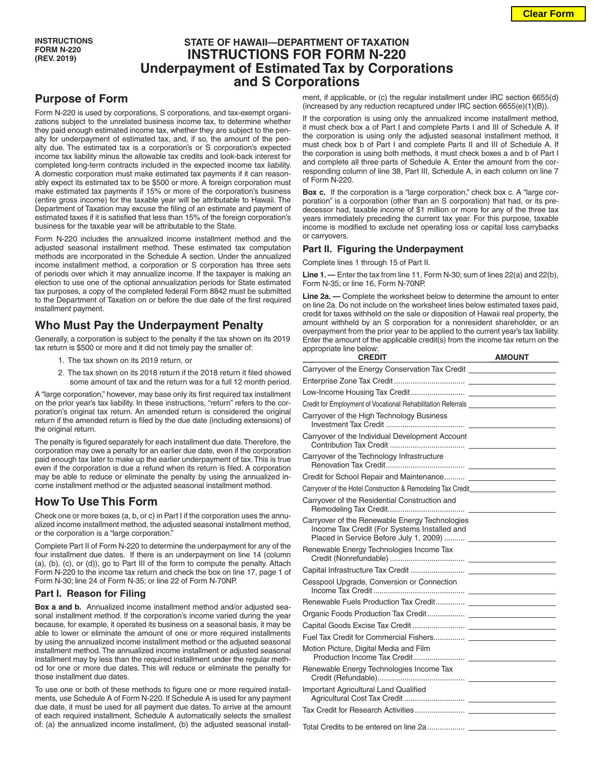INSTRUCTIONS
FORM N-220
(REV. 2019)

# STATE OF HAWAII—DEPARTMENT OF TAXATION
# INSTRUCTIONS FOR FORM N-220
# Underpayment of Estimated Tax by Corporations and S Corporations

## Purpose of Form

Form N-220 is used by corporations, S corporations, and tax-exempt organizations subject to the unrelated business income tax, to determine whether they paid enough estimated income tax, whether they are subject to the penalty for underpayment of estimated tax, and, if so, the amount of the penalty due. The estimated tax is a corporation's or S corporation's expected income tax liability minus the allowable tax credits and look-back interest for completed long-term contracts included in the expected income tax liability. A domestic corporation must make estimated tax payments if it can reasonably expect its estimated tax to be $500 or more. A foreign corporation must make estimated tax payments if 15% or more of the corporation's business (entire gross income) for the taxable year will be attributable to Hawaii. The Department of Taxation may excuse the filing of an estimate and payment of estimated taxes if it is satisfied that less than 15% of the foreign corporation's business for the taxable year will be attributable to the State.

Form N-220 includes the annualized income installment method and the adjusted seasonal installment method. These estimated tax computation methods are incorporated in the Schedule A section. Under the annualized income installment method, a corporation or S corporation has three sets of periods over which it may annualize income. If the taxpayer is making an election to use one of the optional annualization periods for State estimated tax purposes, a copy of the completed federal Form 8842 must be submitted to the Department of Taxation on or before the due date of the first required installment payment.

## Who Must Pay the Underpayment Penalty

Generally, a corporation is subject to the penalty if the tax shown on its 2019 tax return is $500 or more and it did not timely pay the smaller of:

1. The tax shown on its 2019 return, or
2. The tax shown on its 2018 return if the 2018 return it filed showed some amount of tax and the return was for a full 12 month period.

A "large corporation," however, may base only its first required tax installment on the prior year's tax liability. In these instructions, "return" refers to the corporation's original tax return. An amended return is considered the original return if the amended return is filed by the due date (including extensions) of the original return.

The penalty is figured separately for each installment due date. Therefore, the corporation may owe a penalty for an earlier due date, even if the corporation paid enough tax later to make up the earlier underpayment of tax. This is true even if the corporation is due a refund when its return is filed. A corporation may be able to reduce or eliminate the penalty by using the annualized income installment method or the adjusted seasonal installment method.

## How To Use This Form

Check one or more boxes (a, b, or c) in Part I if the corporation uses the annualized income installment method, the adjusted seasonal installment method, or the corporation is a "large corporation."

Complete Part II of Form N-220 to determine the underpayment for any of the four installment due dates. If there is an underpayment on line 14 (column (a), (b), (c), or (d)), go to Part III of the form to compute the penalty. Attach Form N-220 to the income tax return and check the box on line 17, page 1 of Form N-30; line 24 of Form N-35; or line 22 of Form N-70NP.

### Part I. Reason for Filing

**Box a and b.** Annualized income installment method and/or adjusted seasonal installment method. If the corporation's income varied during the year because, for example, it operated its business on a seasonal basis, it may be able to lower or eliminate the amount of one or more required installments by using the annualized income installment method or the adjusted seasonal installment method. The annualized income installment or adjusted seasonal installment may by less than the required installment under the regular method for one or more due dates. This will reduce or eliminate the penalty for those installment due dates.

To use one or both of these methods to figure one or more required installments, use Schedule A of Form N-220. If Schedule A is used for any payment due date, it must be used for all payment due dates. To arrive at the amount of each required installment, Schedule A automatically selects the smallest of: (a) the annualized income installment, (b) the adjusted seasonal installment, if applicable, or (c) the regular installment under IRC section 6655(d) (increased by any reduction recaptured under IRC section 6655(e)(1)(B)).

If the corporation is using only the annualized income installment method, it must check box a of Part I and complete Parts I and III of Schedule A. If the corporation is using only the adjusted seasonal installment method, it must check box b of Part I and complete Parts II and III of Schedule A. If the corporation is using both methods, it must check boxes a and b of Part I and complete all three parts of Schedule A. Enter the amount from the corresponding column of line 38, Part III, Schedule A, in each column on line 7 of Form N-220.

**Box c.** If the corporation is a "large corporation," check box c. A "large corporation" is a corporation (other than an S corporation) that had, or its predecessor had, taxable income of $1 million or more for any of the three tax years immediately preceding the current tax year. For this purpose, taxable income is modified to exclude net operating loss or capital loss carrybacks or carryovers.

### Part II. Figuring the Underpayment

Complete lines 1 through 15 of Part II.

**Line 1. —** Enter the tax from line 11, Form N-30; sum of lines 22(a) and 22(b), Form N-35; or line 16, Form N-70NP.

**Line 2a. —** Complete the worksheet below to determine the amount to enter on line 2a. Do not include on the worksheet lines below estimated taxes paid, credit for taxes withheld on the sale or disposition of Hawaii real property, the amount withheld by an S corporation for a nonresident shareholder, or an overpayment from the prior year to be applied to the current year's tax liability. Enter the amount of the applicable credit(s) from the income tax return on the appropriate line below:

| CREDIT | AMOUNT |
|---|---|
| Carryover of the Energy Conservation Tax Credit | |
| Enterprise Zone Tax Credit | |
| Low-Income Housing Tax Credit | |
| Credit for Employment of Vocational Rehabilitation Referrals | |
| Carryover of the High Technology Business Investment Tax Credit | |
| Carryover of the Individual Development Account Contribution Tax Credit | |
| Carryover of the Technology Infrastructure Renovation Tax Credit | |
| Credit for School Repair and Maintenance | |
| Carryover of the Hotel Construction & Remodeling Tax Credit | |
| Carryover of the Residential Construction and Remodeling Tax Credit | |
| Carryover of the Renewable Energy Technologies Income Tax Credit (For Systems Installed and Placed in Service Before July 1, 2009) | |
| Renewable Energy Technologies Income Tax Credit (Nonrefundable) | |
| Capital Infrastructure Tax Credit | |
| Cesspool Upgrade, Conversion or Connection Income Tax Credit | |
| Renewable Fuels Production Tax Credit | |
| Organic Foods Production Tax Credit | |
| Capital Goods Excise Tax Credit | |
| Fuel Tax Credit for Commercial Fishers | |
| Motion Picture, Digital Media and Film Production Income Tax Credit | |
| Renewable Energy Technologies Income Tax Credit (Refundable) | |
| Important Agricultural Land Qualified Agricultural Cost Tax Credit | |
| Tax Credit for Research Activities | |
| Total Credits to be entered on line 2a | |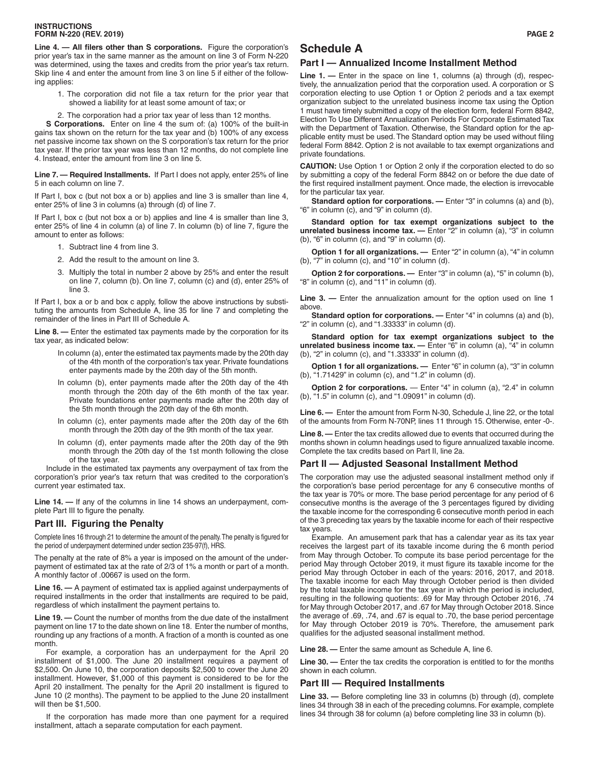**Line 4. — All filers other than S corporations.** Figure the corporation's prior year's tax in the same manner as the amount on line 3 of Form N-220 was determined, using the taxes and credits from the prior year's tax return. Skip line 4 and enter the amount from line 3 on line 5 if either of the following applies:

1. The corporation did not file a tax return for the prior year that showed a liability for at least some amount of tax; or
2. The corporation had a prior tax year of less than 12 months.

**S Corporations.** Enter on line 4 the sum of: (a) 100% of the built-in gains tax shown on the return for the tax year and (b) 100% of any excess net passive income tax shown on the S corporation's tax return for the prior tax year. If the prior tax year was less than 12 months, do not complete line 4. Instead, enter the amount from line 3 on line 5.

**Line 7. — Required Installments.** If Part I does not apply, enter 25% of line 5 in each column on line 7.

If Part I, box c (but not box a or b) applies and line 3 is smaller than line 4, enter 25% of line 3 in columns (a) through (d) of line 7.

If Part I, box c (but not box a or b) applies and line 4 is smaller than line 3, enter 25% of line 4 in column (a) of line 7. In column (b) of line 7, figure the amount to enter as follows:

1. Subtract line 4 from line 3.
2. Add the result to the amount on line 3.
3. Multiply the total in number 2 above by 25% and enter the result on line 7, column (b). On line 7, column (c) and (d), enter 25% of line 3.

If Part I, box a or b and box c apply, follow the above instructions by substituting the amounts from Schedule A, line 35 for line 7 and completing the remainder of the lines in Part III of Schedule A.

**Line 8. —** Enter the estimated tax payments made by the corporation for its tax year, as indicated below:

In column (a), enter the estimated tax payments made by the 20th day of the 4th month of the corporation's tax year. Private foundations enter payments made by the 20th day of the 5th month.

In column (b), enter payments made after the 20th day of the 4th month through the 20th day of the 6th month of the tax year. Private foundations enter payments made after the 20th day of the 5th month through the 20th day of the 6th month.

In column (c), enter payments made after the 20th day of the 6th month through the 20th day of the 9th month of the tax year.

In column (d), enter payments made after the 20th day of the 9th month through the 20th day of the 1st month following the close of the tax year.

Include in the estimated tax payments any overpayment of tax from the corporation's prior year's tax return that was credited to the corporation's current year estimated tax.

**Line 14. —** If any of the columns in line 14 shows an underpayment, complete Part III to figure the penalty.

## Part III. Figuring the Penalty

Complete lines 16 through 21 to determine the amount of the penalty. The penalty is figured for the period of underpayment determined under section 235-97(f), HRS.

The penalty at the rate of 8% a year is imposed on the amount of the underpayment of estimated tax at the rate of 2/3 of 1% a month or part of a month. A monthly factor of .00667 is used on the form.

**Line 16. —** A payment of estimated tax is applied against underpayments of required installments in the order that installments are required to be paid, regardless of which installment the payment pertains to.

**Line 19. —** Count the number of months from the due date of the installment payment on line 17 to the date shown on line 18. Enter the number of months, rounding up any fractions of a month. A fraction of a month is counted as one month.

For example, a corporation has an underpayment for the April 20 installment of $1,000. The June 20 installment requires a payment of $2,500. On June 10, the corporation deposits $2,500 to cover the June 20 installment. However, $1,000 of this payment is considered to be for the April 20 installment. The penalty for the April 20 installment is figured to June 10 (2 months). The payment to be applied to the June 20 installment will then be $1,500.

If the corporation has made more than one payment for a required installment, attach a separate computation for each payment.

# Schedule A

## Part I — Annualized Income Installment Method

**Line 1. —** Enter in the space on line 1, columns (a) through (d), respectively, the annualization period that the corporation used. A corporation or S corporation electing to use Option 1 or Option 2 periods and a tax exempt organization subject to the unrelated business income tax using the Option 1 must have timely submitted a copy of the election form, federal Form 8842, Election To Use Different Annualization Periods For Corporate Estimated Tax with the Department of Taxation. Otherwise, the Standard option for the applicable entity must be used. The Standard option may be used without filing federal Form 8842. Option 2 is not available to tax exempt organizations and private foundations.

**CAUTION:** Use Option 1 or Option 2 only if the corporation elected to do so by submitting a copy of the federal Form 8842 on or before the due date of the first required installment payment. Once made, the election is irrevocable for the particular tax year.

**Standard option for corporations. —** Enter "3" in columns (a) and (b), "6" in column (c), and "9" in column (d).

**Standard option for tax exempt organizations subject to the unrelated business income tax. —** Enter "2" in column (a), "3" in column (b), "6" in column (c), and "9" in column (d).

**Option 1 for all organizations. —** Enter "2" in column (a), "4" in column (b), "7" in column (c), and "10" in column (d).

**Option 2 for corporations. —** Enter "3" in column (a), "5" in column (b), "8" in column (c), and "11" in column (d).

**Line 3. —** Enter the annualization amount for the option used on line 1 above.

**Standard option for corporations. —** Enter "4" in columns (a) and (b), "2" in column (c), and "1.33333" in column (d).

**Standard option for tax exempt organizations subject to the unrelated business income tax. —** Enter "6" in column (a), "4" in column (b), "2" in column (c), and "1.33333" in column (d).

**Option 1 for all organizations. —** Enter "6" in column (a), "3" in column (b), "1.71429" in column (c), and "1.2" in column (d).

**Option 2 for corporations.** — Enter "4" in column (a), "2.4" in column (b), "1.5" in column (c), and "1.09091" in column (d).

**Line 6. —** Enter the amount from Form N-30, Schedule J, line 22, or the total of the amounts from Form N-70NP, lines 11 through 15. Otherwise, enter -0-.

**Line 8. —** Enter the tax credits allowed due to events that occurred during the months shown in column headings used to figure annualized taxable income. Complete the tax credits based on Part II, line 2a.

## Part II — Adjusted Seasonal Installment Method

The corporation may use the adjusted seasonal installment method only if the corporation's base period percentage for any 6 consecutive months of the tax year is 70% or more. The base period percentage for any period of 6 consecutive months is the average of the 3 percentages figured by dividing the taxable income for the corresponding 6 consecutive month period in each of the 3 preceding tax years by the taxable income for each of their respective tax years.

Example. An amusement park that has a calendar year as its tax year receives the largest part of its taxable income during the 6 month period from May through October. To compute its base period percentage for the period May through October 2019, it must figure its taxable income for the period May through October in each of the years: 2016, 2017, and 2018. The taxable income for each May through October period is then divided by the total taxable income for the tax year in which the period is included, resulting in the following quotients: .69 for May through October 2016, .74 for May through October 2017, and .67 for May through October 2018. Since the average of .69, .74, and .67 is equal to .70, the base period percentage for May through October 2019 is 70%. Therefore, the amusement park qualifies for the adjusted seasonal installment method.

**Line 28. —** Enter the same amount as Schedule A, line 6.

**Line 30. —** Enter the tax credits the corporation is entitled to for the months shown in each column.

## Part III — Required Installments

**Line 33. —** Before completing line 33 in columns (b) through (d), complete lines 34 through 38 in each of the preceding columns. For example, complete lines 34 through 38 for column (a) before completing line 33 in column (b).